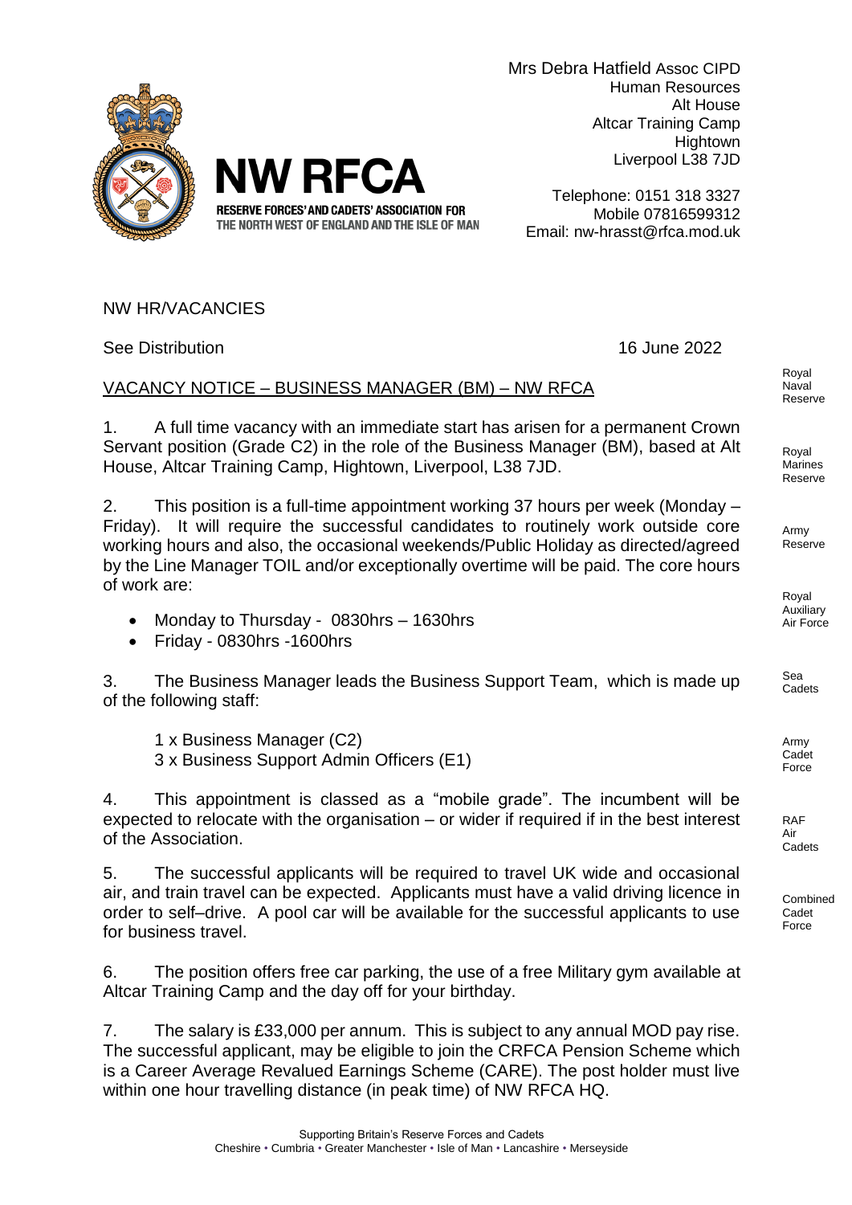**NW RFCA**

RESERVE FORCES' AND CADETS' ASSOCIATION FOR THE NORTH WEST OF ENGLAND AND THE ISLE OF MAN

Mrs Debra Hatfield Assoc CIPD
Human Resources
Alt House
Altcar Training Camp
Hightown
Liverpool L38 7JD

Telephone: 0151 318 3327
Mobile 07816599312
Email: nw-hrasst@rfca.mod.uk

Royal Naval Reserve
Royal Marines Reserve
Army Reserve
Royal Auxiliary Air Force
Sea Cadets
Army Cadet Force
RAF Air Cadets
Combined Cadet Force

NW HR/VACANCIES

See Distribution 16 June 2022

VACANCY NOTICE – BUSINESS MANAGER (BM) – NW RFCA

1. A full time vacancy with an immediate start has arisen for a permanent Crown Servant position (Grade C2) in the role of the Business Manager (BM), based at Alt House, Altcar Training Camp, Hightown, Liverpool, L38 7JD.

2. This position is a full-time appointment working 37 hours per week (Monday – Friday). It will require the successful candidates to routinely work outside core working hours and also, the occasional weekends/Public Holiday as directed/agreed by the Line Manager TOIL and/or exceptionally overtime will be paid. The core hours of work are:

- Monday to Thursday - 0830hrs – 1630hrs
- Friday - 0830hrs -1600hrs

3. The Business Manager leads the Business Support Team, which is made up of the following staff:

1 x Business Manager (C2)
3 x Business Support Admin Officers (E1)

4. This appointment is classed as a "mobile grade". The incumbent will be expected to relocate with the organisation – or wider if required if in the best interest of the Association.

5. The successful applicants will be required to travel UK wide and occasional air, and train travel can be expected. Applicants must have a valid driving licence in order to self–drive. A pool car will be available for the successful applicants to use for business travel.

6. The position offers free car parking, the use of a free Military gym available at Altcar Training Camp and the day off for your birthday.

7. The salary is £33,000 per annum. This is subject to any annual MOD pay rise. The successful applicant, may be eligible to join the CRFCA Pension Scheme which is a Career Average Revalued Earnings Scheme (CARE). The post holder must live within one hour travelling distance (in peak time) of NW RFCA HQ.

Supporting Britain's Reserve Forces and Cadets
Cheshire • Cumbria • Greater Manchester • Isle of Man • Lancashire • Merseyside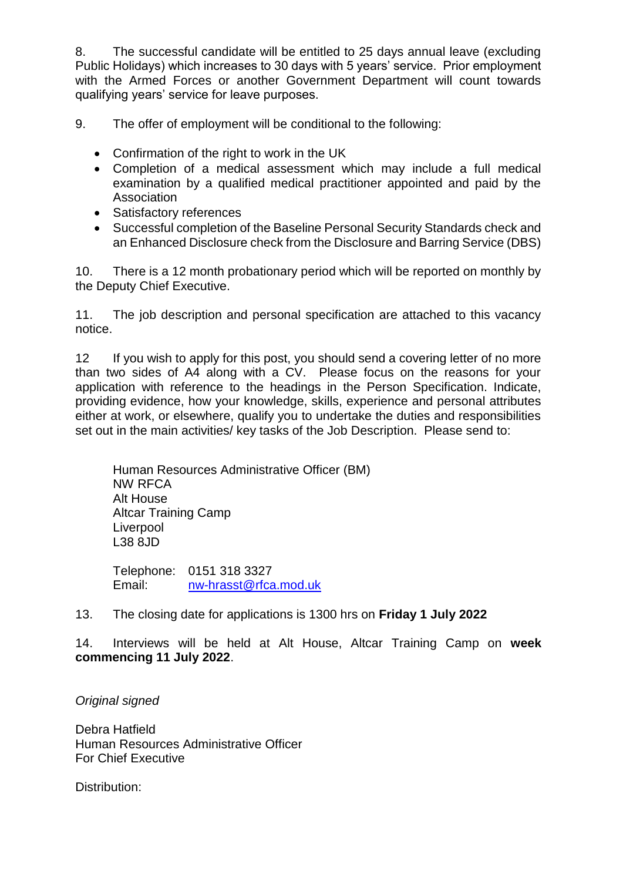8. The successful candidate will be entitled to 25 days annual leave (excluding Public Holidays) which increases to 30 days with 5 years' service. Prior employment with the Armed Forces or another Government Department will count towards qualifying years' service for leave purposes.

9. The offer of employment will be conditional to the following:

- Confirmation of the right to work in the UK
- Completion of a medical assessment which may include a full medical examination by a qualified medical practitioner appointed and paid by the Association
- Satisfactory references
- Successful completion of the Baseline Personal Security Standards check and an Enhanced Disclosure check from the Disclosure and Barring Service (DBS)

10. There is a 12 month probationary period which will be reported on monthly by the Deputy Chief Executive.

11. The job description and personal specification are attached to this vacancy notice.

12 If you wish to apply for this post, you should send a covering letter of no more than two sides of A4 along with a CV. Please focus on the reasons for your application with reference to the headings in the Person Specification. Indicate, providing evidence, how your knowledge, skills, experience and personal attributes either at work, or elsewhere, qualify you to undertake the duties and responsibilities set out in the main activities/ key tasks of the Job Description. Please send to:

Human Resources Administrative Officer (BM)
NW RFCA
Alt House
Altcar Training Camp
Liverpool
L38 8JD

Telephone: 0151 318 3327
Email: nw-hrasst@rfca.mod.uk

13. The closing date for applications is 1300 hrs on **Friday 1 July 2022**

14. Interviews will be held at Alt House, Altcar Training Camp on **week commencing 11 July 2022**.

*Original signed*

Debra Hatfield
Human Resources Administrative Officer
For Chief Executive

Distribution: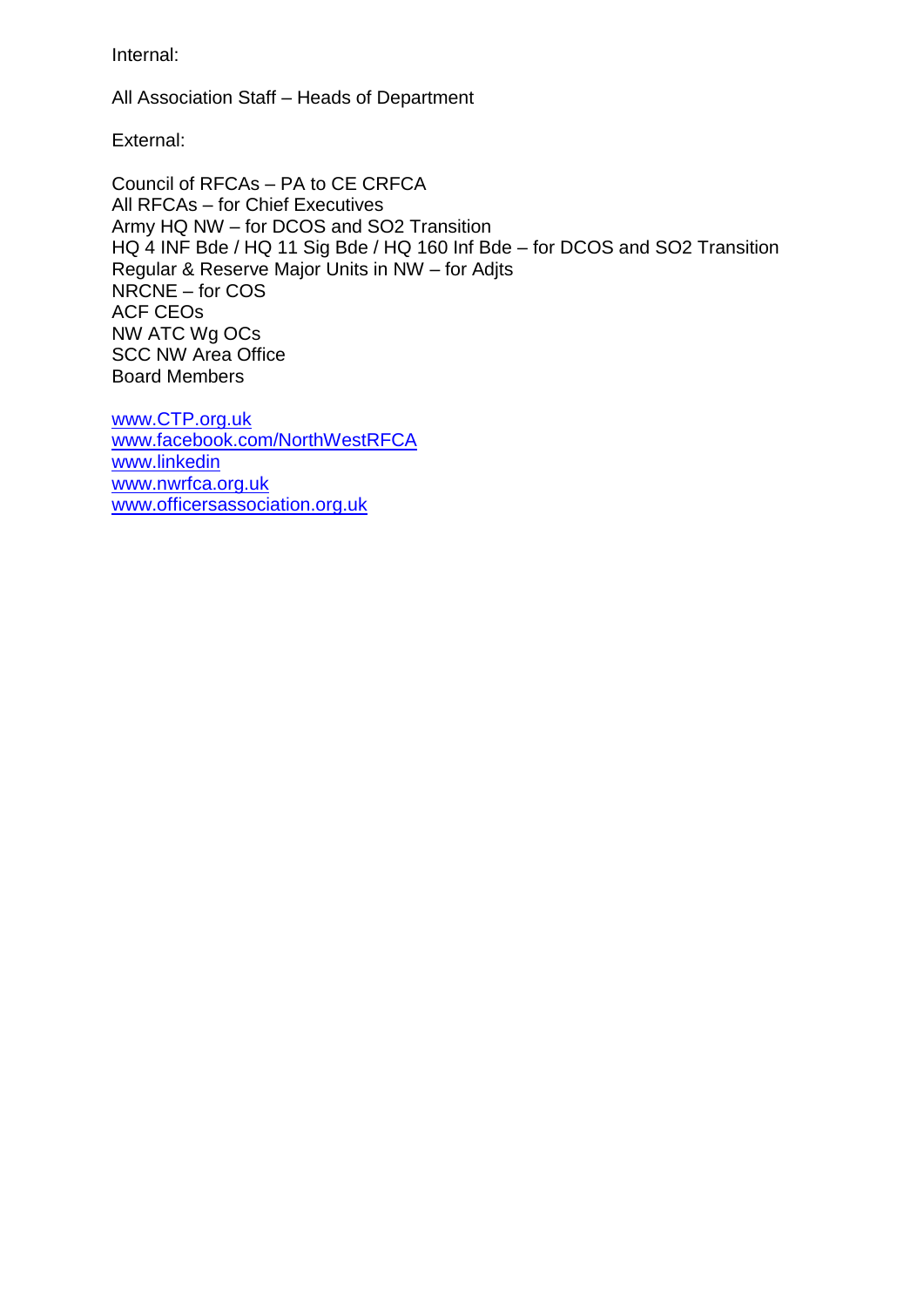Internal:

All Association Staff – Heads of Department

External:

Council of RFCAs – PA to CE CRFCA
All RFCAs – for Chief Executives
Army HQ NW – for DCOS and SO2 Transition
HQ 4 INF Bde / HQ 11 Sig Bde / HQ 160 Inf Bde – for DCOS and SO2 Transition
Regular & Reserve Major Units in NW – for Adjts
NRCNE – for COS
ACF CEOs
NW ATC Wg OCs
SCC NW Area Office
Board Members

www.CTP.org.uk
www.facebook.com/NorthWestRFCA
www.linkedin
www.nwrfca.org.uk
www.officersassociation.org.uk